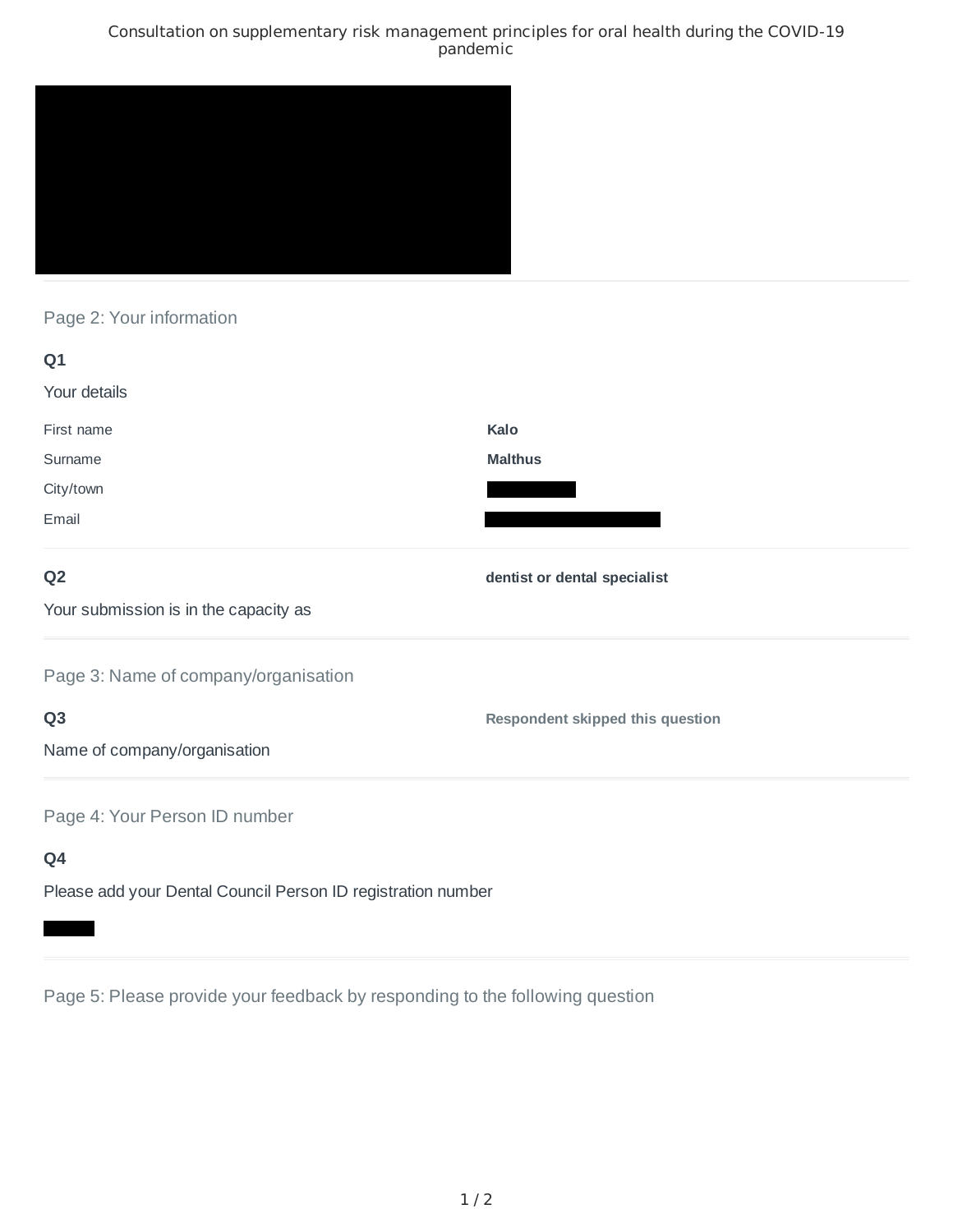Consultation on supplementary risk management principles for oral health during the COVID-19 pandemic

## Page 2: Your information

**Q1**

Your details

| | |
|---|---|
| First name | **Kalo** |
| Surname | **Malthus** |
| City/town | |
| Email | |

**Q2**

Your submission is in the capacity as

**dentist or dental specialist**

## Page 3: Name of company/organisation

**Q3**

Name of company/organisation

**Respondent skipped this question**

## Page 4: Your Person ID number

**Q4**

Please add your Dental Council Person ID registration number

## Page 5: Please provide your feedback by responding to the following question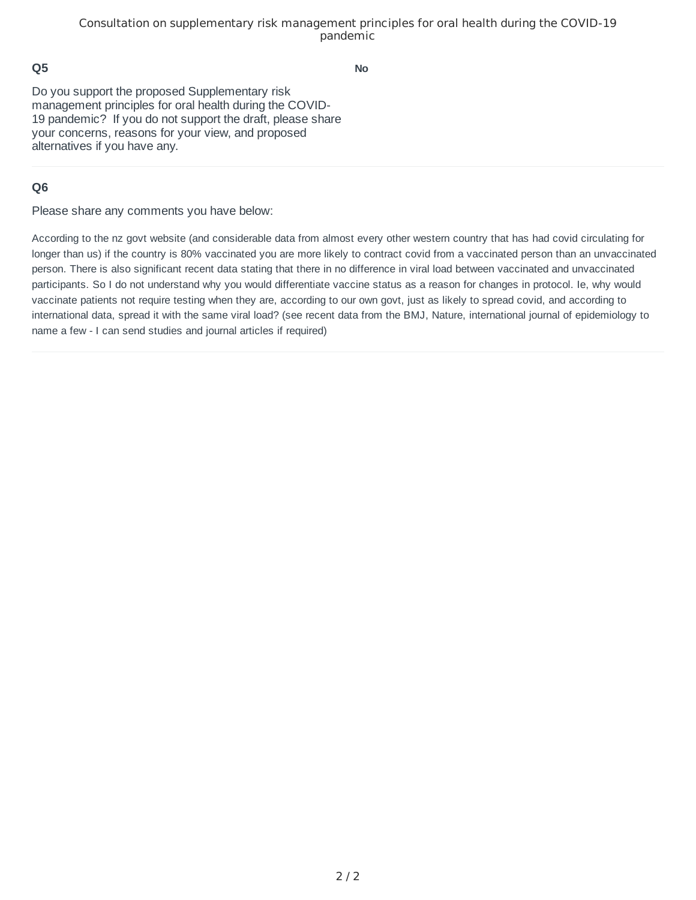## Q5

Do you support the proposed Supplementary risk management principles for oral health during the COVID-19 pandemic? If you do not support the draft, please share your concerns, reasons for your view, and proposed alternatives if you have any.

**No**

## Q6

Please share any comments you have below:

According to the nz govt website (and considerable data from almost every other western country that has had covid circulating for longer than us) if the country is 80% vaccinated you are more likely to contract covid from a vaccinated person than an unvaccinated person. There is also significant recent data stating that there in no difference in viral load between vaccinated and unvaccinated participants. So I do not understand why you would differentiate vaccine status as a reason for changes in protocol. Ie, why would vaccinate patients not require testing when they are, according to our own govt, just as likely to spread covid, and according to international data, spread it with the same viral load? (see recent data from the BMJ, Nature, international journal of epidemiology to name a few - I can send studies and journal articles if required)